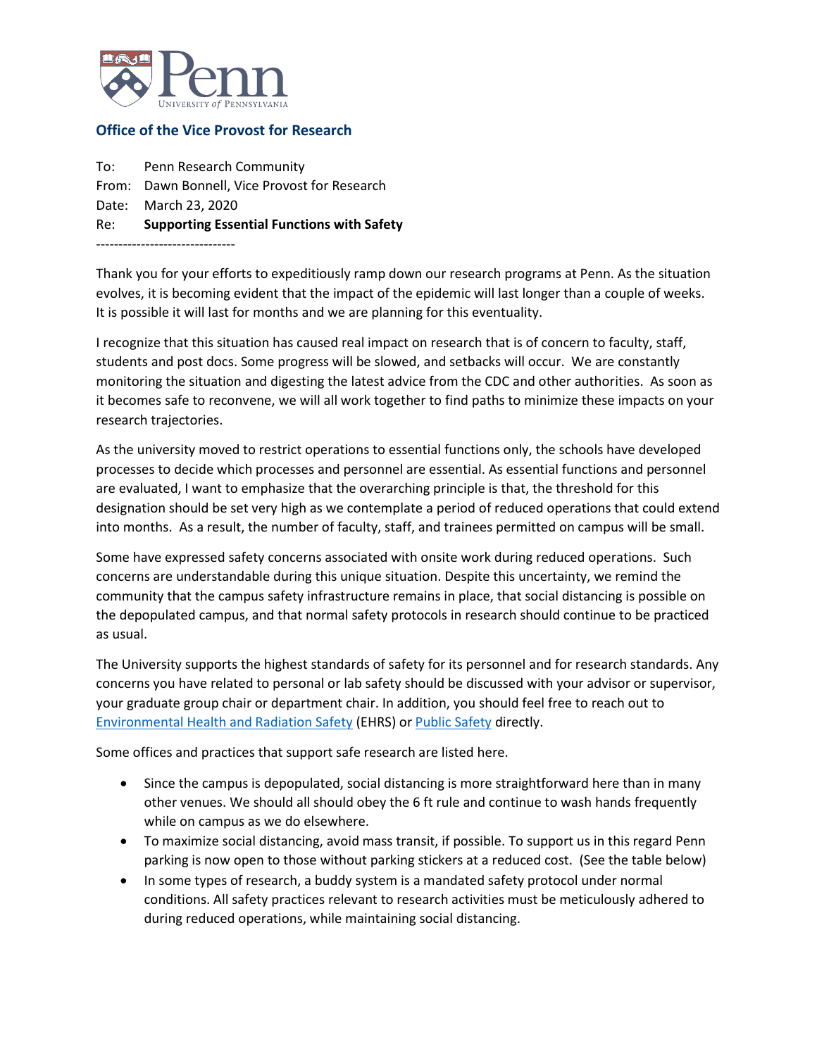Penn
University of Pennsylvania

## Office of the Vice Provost for Research

To: Penn Research Community
From: Dawn Bonnell, Vice Provost for Research
Date: March 23, 2020
Re: **Supporting Essential Functions with Safety**

-------------------------------

Thank you for your efforts to expeditiously ramp down our research programs at Penn. As the situation evolves, it is becoming evident that the impact of the epidemic will last longer than a couple of weeks. It is possible it will last for months and we are planning for this eventuality.

I recognize that this situation has caused real impact on research that is of concern to faculty, staff, students and post docs. Some progress will be slowed, and setbacks will occur. We are constantly monitoring the situation and digesting the latest advice from the CDC and other authorities. As soon as it becomes safe to reconvene, we will all work together to find paths to minimize these impacts on your research trajectories.

As the university moved to restrict operations to essential functions only, the schools have developed processes to decide which processes and personnel are essential. As essential functions and personnel are evaluated, I want to emphasize that the overarching principle is that, the threshold for this designation should be set very high as we contemplate a period of reduced operations that could extend into months. As a result, the number of faculty, staff, and trainees permitted on campus will be small.

Some have expressed safety concerns associated with onsite work during reduced operations. Such concerns are understandable during this unique situation. Despite this uncertainty, we remind the community that the campus safety infrastructure remains in place, that social distancing is possible on the depopulated campus, and that normal safety protocols in research should continue to be practiced as usual.

The University supports the highest standards of safety for its personnel and for research standards. Any concerns you have related to personal or lab safety should be discussed with your advisor or supervisor, your graduate group chair or department chair. In addition, you should feel free to reach out to Environmental Health and Radiation Safety (EHRS) or Public Safety directly.

Some offices and practices that support safe research are listed here.

- Since the campus is depopulated, social distancing is more straightforward here than in many other venues. We should all should obey the 6 ft rule and continue to wash hands frequently while on campus as we do elsewhere.
- To maximize social distancing, avoid mass transit, if possible. To support us in this regard Penn parking is now open to those without parking stickers at a reduced cost. (See the table below)
- In some types of research, a buddy system is a mandated safety protocol under normal conditions. All safety practices relevant to research activities must be meticulously adhered to during reduced operations, while maintaining social distancing.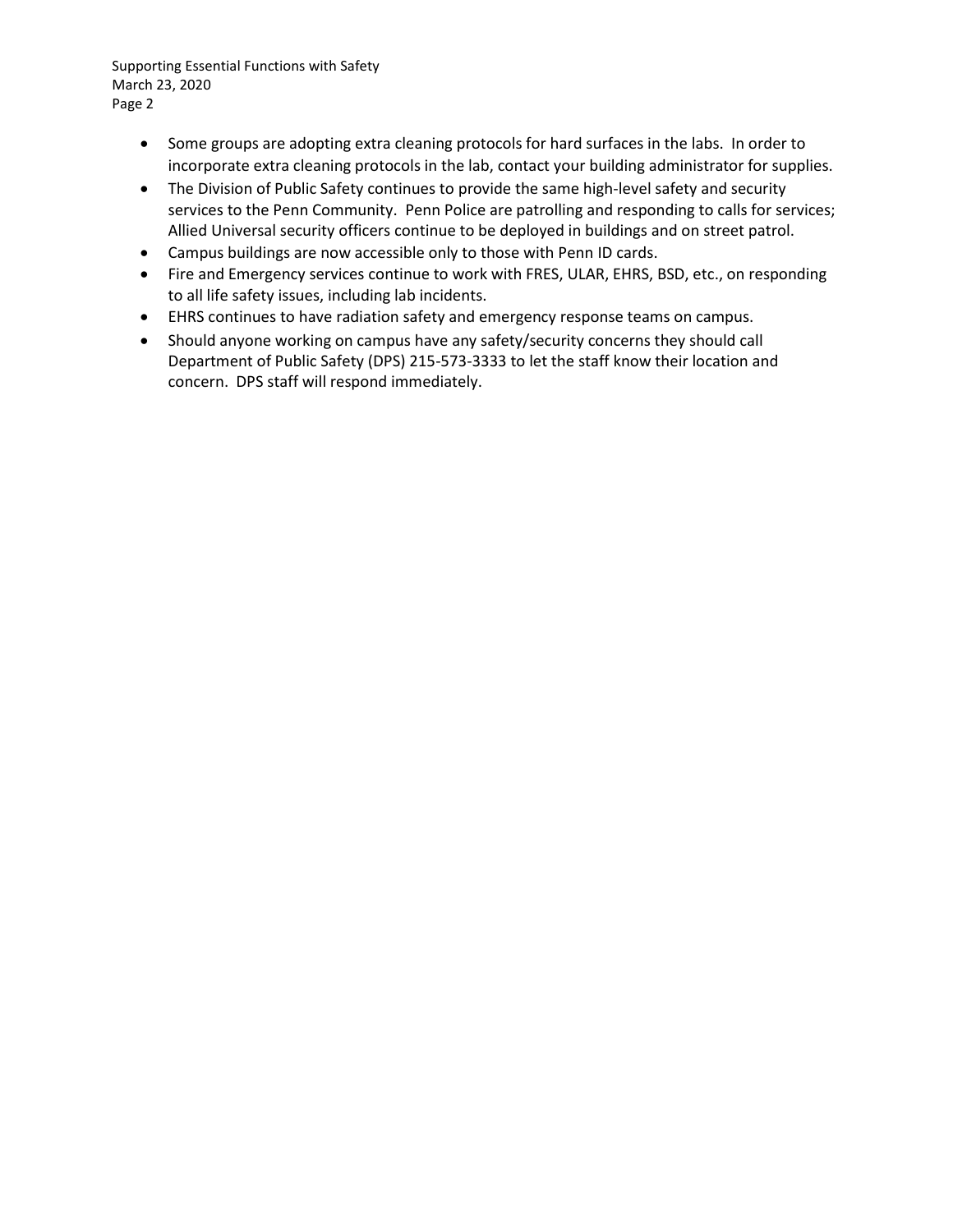- Some groups are adopting extra cleaning protocols for hard surfaces in the labs. In order to incorporate extra cleaning protocols in the lab, contact your building administrator for supplies.
- The Division of Public Safety continues to provide the same high-level safety and security services to the Penn Community. Penn Police are patrolling and responding to calls for services; Allied Universal security officers continue to be deployed in buildings and on street patrol.
- Campus buildings are now accessible only to those with Penn ID cards.
- Fire and Emergency services continue to work with FRES, ULAR, EHRS, BSD, etc., on responding to all life safety issues, including lab incidents.
- EHRS continues to have radiation safety and emergency response teams on campus.
- Should anyone working on campus have any safety/security concerns they should call Department of Public Safety (DPS) 215-573-3333 to let the staff know their location and concern. DPS staff will respond immediately.